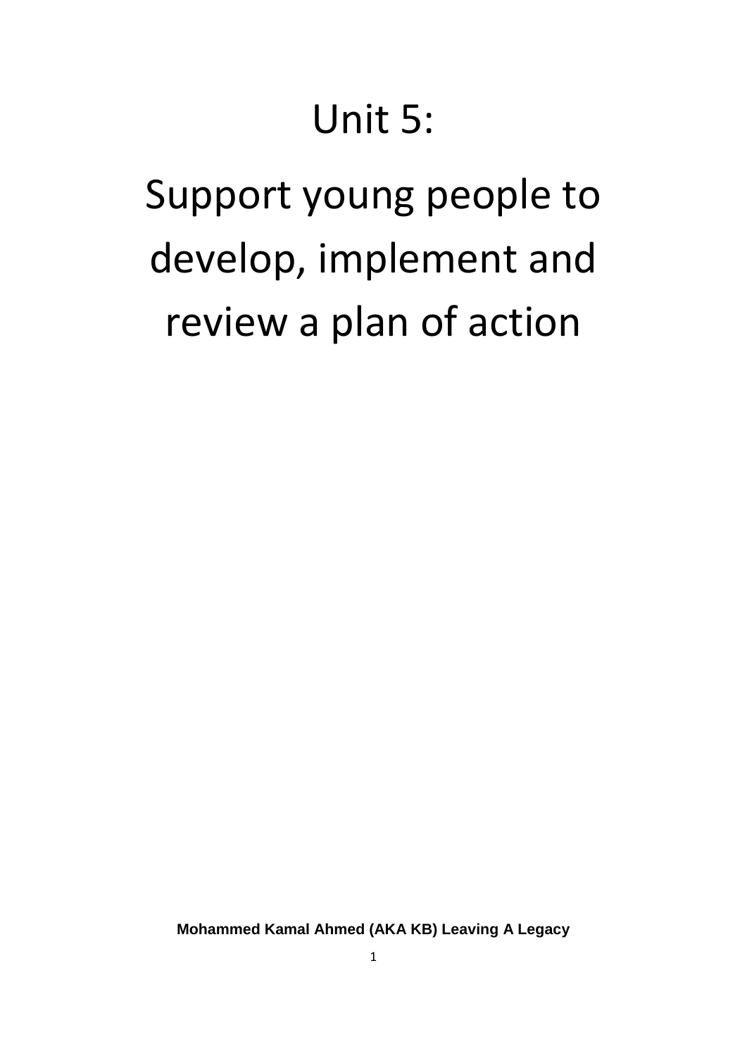# Unit 5:

# Support young people to develop, implement and review a plan of action

**Mohammed Kamal Ahmed (AKA KB) Leaving A Legacy**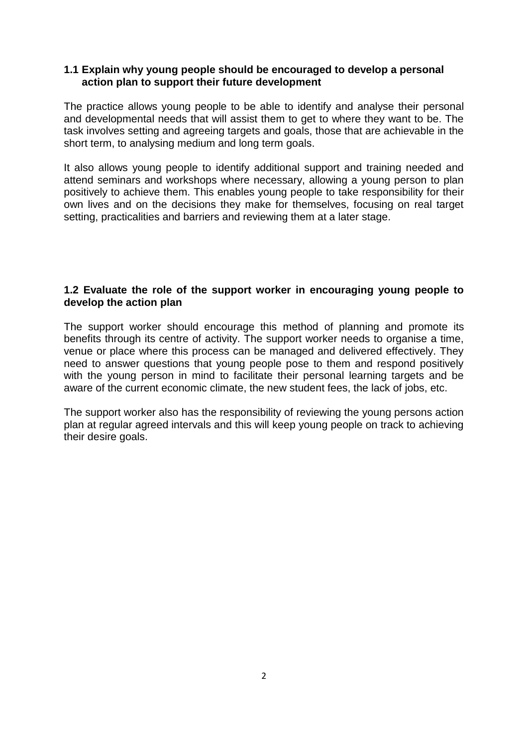### 1.1 Explain why young people should be encouraged to develop a personal action plan to support their future development

The practice allows young people to be able to identify and analyse their personal and developmental needs that will assist them to get to where they want to be. The task involves setting and agreeing targets and goals, those that are achievable in the short term, to analysing medium and long term goals.

It also allows young people to identify additional support and training needed and attend seminars and workshops where necessary, allowing a young person to plan positively to achieve them. This enables young people to take responsibility for their own lives and on the decisions they make for themselves, focusing on real target setting, practicalities and barriers and reviewing them at a later stage.

### 1.2 Evaluate the role of the support worker in encouraging young people to develop the action plan

The support worker should encourage this method of planning and promote its benefits through its centre of activity. The support worker needs to organise a time, venue or place where this process can be managed and delivered effectively. They need to answer questions that young people pose to them and respond positively with the young person in mind to facilitate their personal learning targets and be aware of the current economic climate, the new student fees, the lack of jobs, etc.

The support worker also has the responsibility of reviewing the young persons action plan at regular agreed intervals and this will keep young people on track to achieving their desire goals.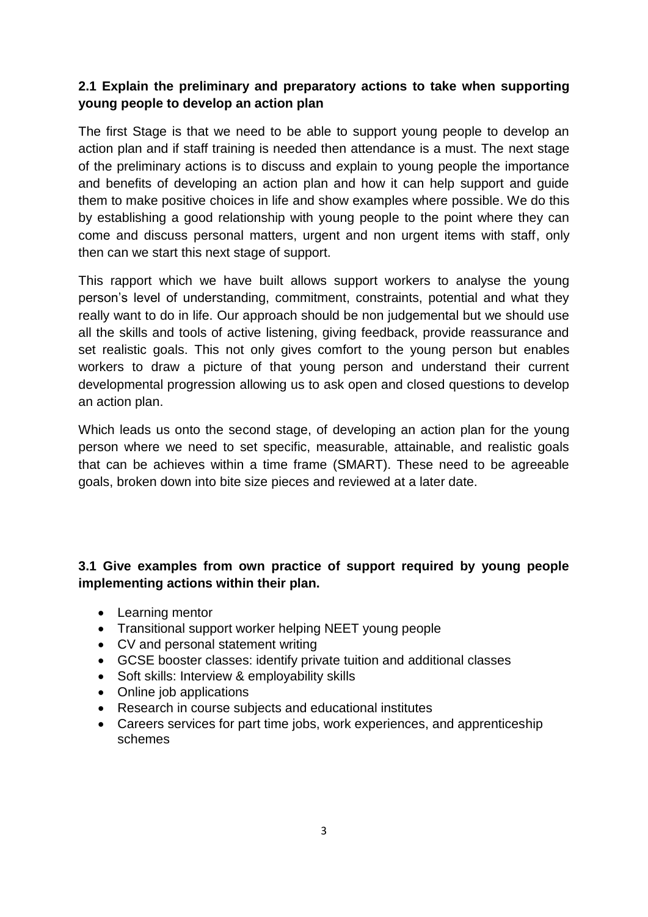**2.1 Explain the preliminary and preparatory actions to take when supporting young people to develop an action plan**

The first Stage is that we need to be able to support young people to develop an action plan and if staff training is needed then attendance is a must. The next stage of the preliminary actions is to discuss and explain to young people the importance and benefits of developing an action plan and how it can help support and guide them to make positive choices in life and show examples where possible. We do this by establishing a good relationship with young people to the point where they can come and discuss personal matters, urgent and non urgent items with staff, only then can we start this next stage of support.

This rapport which we have built allows support workers to analyse the young person's level of understanding, commitment, constraints, potential and what they really want to do in life. Our approach should be non judgemental but we should use all the skills and tools of active listening, giving feedback, provide reassurance and set realistic goals. This not only gives comfort to the young person but enables workers to draw a picture of that young person and understand their current developmental progression allowing us to ask open and closed questions to develop an action plan.

Which leads us onto the second stage, of developing an action plan for the young person where we need to set specific, measurable, attainable, and realistic goals that can be achieves within a time frame (SMART). These need to be agreeable goals, broken down into bite size pieces and reviewed at a later date.

**3.1 Give examples from own practice of support required by young people implementing actions within their plan.**

- Learning mentor
- Transitional support worker helping NEET young people
- CV and personal statement writing
- GCSE booster classes: identify private tuition and additional classes
- Soft skills: Interview & employability skills
- Online job applications
- Research in course subjects and educational institutes
- Careers services for part time jobs, work experiences, and apprenticeship schemes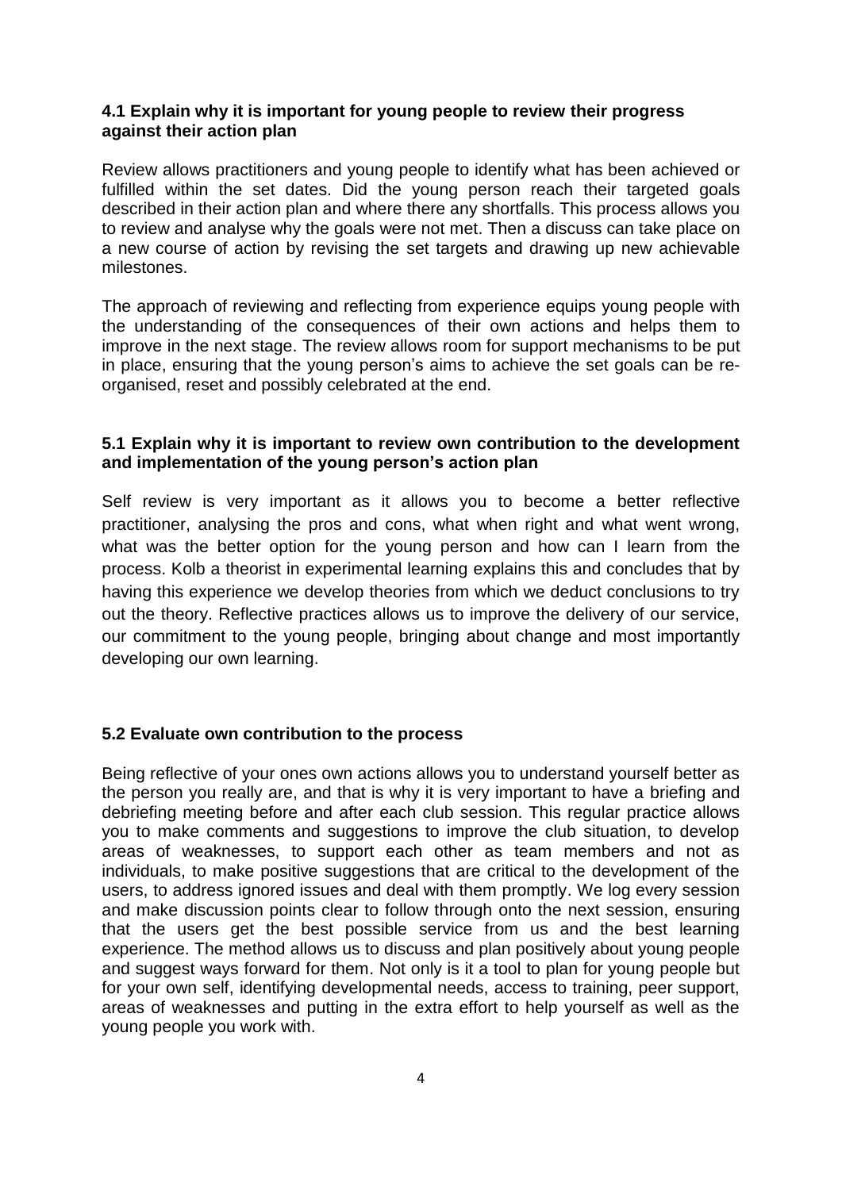**4.1 Explain why it is important for young people to review their progress against their action plan**

Review allows practitioners and young people to identify what has been achieved or fulfilled within the set dates. Did the young person reach their targeted goals described in their action plan and where there any shortfalls. This process allows you to review and analyse why the goals were not met. Then a discuss can take place on a new course of action by revising the set targets and drawing up new achievable milestones.

The approach of reviewing and reflecting from experience equips young people with the understanding of the consequences of their own actions and helps them to improve in the next stage. The review allows room for support mechanisms to be put in place, ensuring that the young person's aims to achieve the set goals can be re-organised, reset and possibly celebrated at the end.

**5.1 Explain why it is important to review own contribution to the development and implementation of the young person's action plan**

Self review is very important as it allows you to become a better reflective practitioner, analysing the pros and cons, what when right and what went wrong, what was the better option for the young person and how can I learn from the process. Kolb a theorist in experimental learning explains this and concludes that by having this experience we develop theories from which we deduct conclusions to try out the theory. Reflective practices allows us to improve the delivery of our service, our commitment to the young people, bringing about change and most importantly developing our own learning.

**5.2 Evaluate own contribution to the process**

Being reflective of your ones own actions allows you to understand yourself better as the person you really are, and that is why it is very important to have a briefing and debriefing meeting before and after each club session. This regular practice allows you to make comments and suggestions to improve the club situation, to develop areas of weaknesses, to support each other as team members and not as individuals, to make positive suggestions that are critical to the development of the users, to address ignored issues and deal with them promptly. We log every session and make discussion points clear to follow through onto the next session, ensuring that the users get the best possible service from us and the best learning experience. The method allows us to discuss and plan positively about young people and suggest ways forward for them. Not only is it a tool to plan for young people but for your own self, identifying developmental needs, access to training, peer support, areas of weaknesses and putting in the extra effort to help yourself as well as the young people you work with.